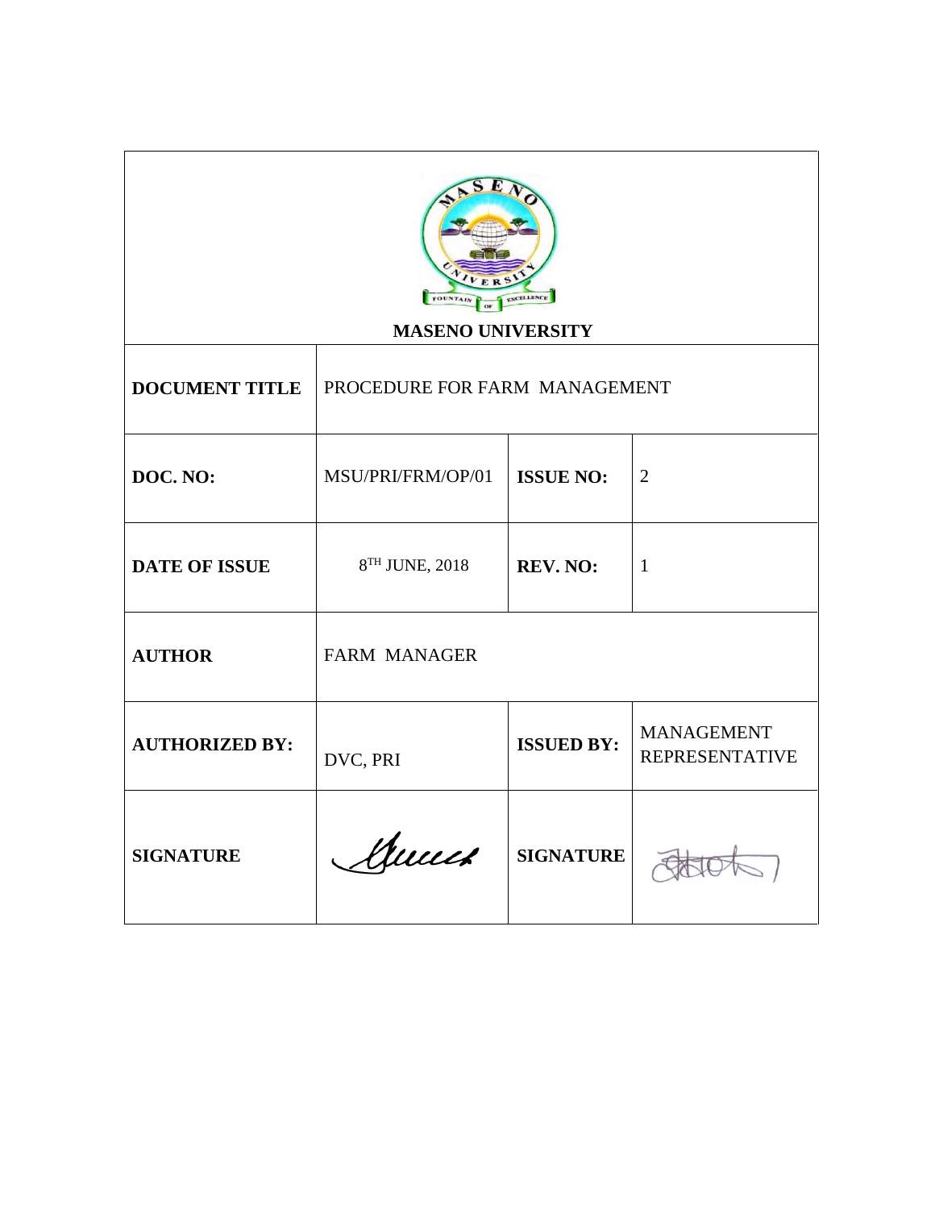**MASENO UNIVERSITY**

| | | | |
|---|---|---|---|
| **DOCUMENT TITLE** | PROCEDURE FOR FARM MANAGEMENT | | |
| **DOC. NO:** | MSU/PRI/FRM/OP/01 | **ISSUE NO:** | 2 |
| **DATE OF ISSUE** | 8TH JUNE, 2018 | **REV. NO:** | 1 |
| **AUTHOR** | FARM MANAGER | | |
| **AUTHORIZED BY:** | DVC, PRI | **ISSUED BY:** | MANAGEMENT REPRESENTATIVE |
| **SIGNATURE** | | **SIGNATURE** | |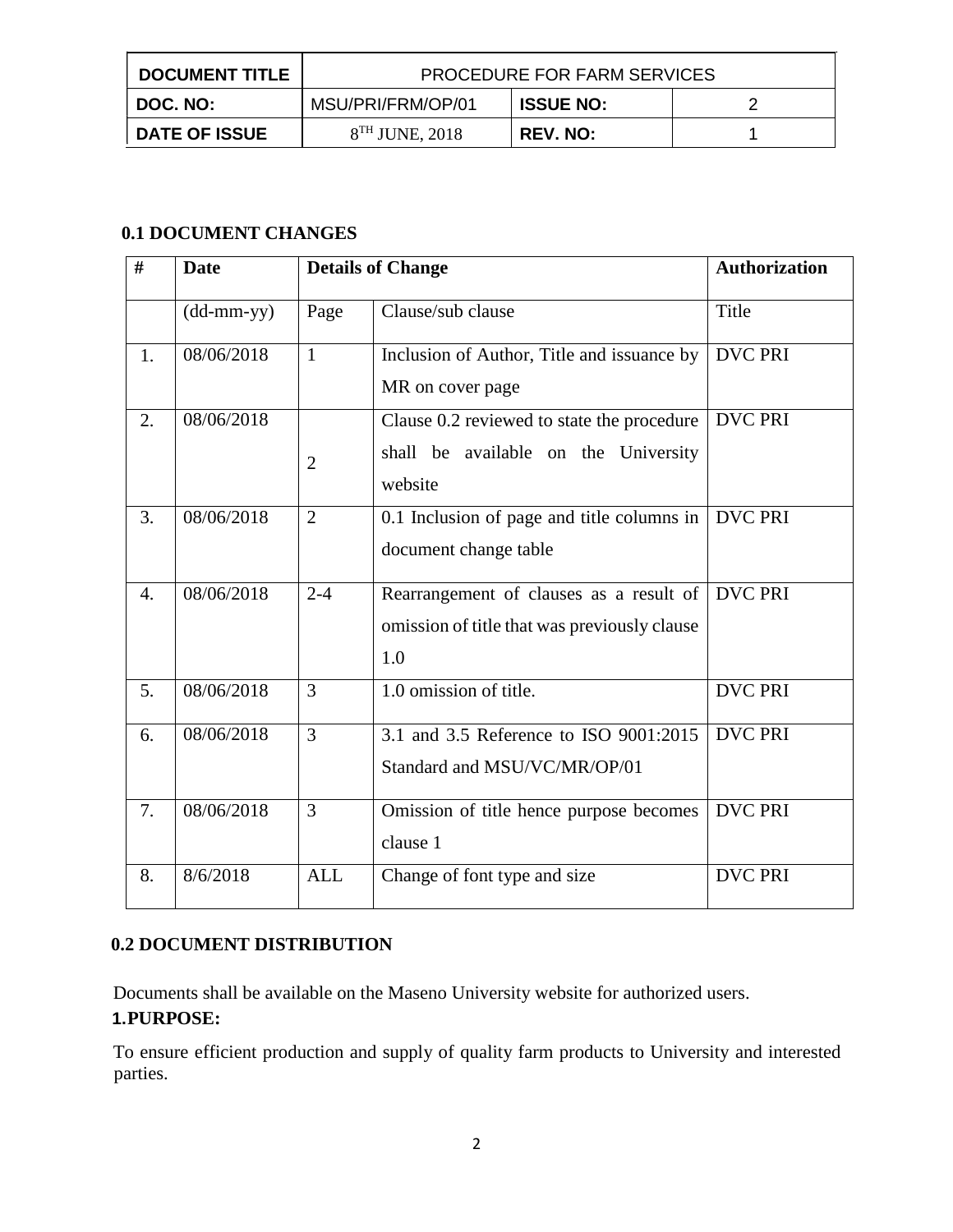| DOCUMENT TITLE | PROCEDURE FOR FARM SERVICES | | |
|---|---|---|---|
| DOC. NO: | MSU/PRI/FRM/OP/01 | ISSUE NO: | 2 |
| DATE OF ISSUE | 8TH JUNE, 2018 | REV. NO: | 1 |

### 0.1 DOCUMENT CHANGES

| # | Date | Details of Change | | Authorization |
|---|---|---|---|---|
| | (dd-mm-yy) | Page | Clause/sub clause | Title |
| 1. | 08/06/2018 | 1 | Inclusion of Author, Title and issuance by MR on cover page | DVC PRI |
| 2. | 08/06/2018 | 2 | Clause 0.2 reviewed to state the procedure shall be available on the University website | DVC PRI |
| 3. | 08/06/2018 | 2 | 0.1 Inclusion of page and title columns in document change table | DVC PRI |
| 4. | 08/06/2018 | 2-4 | Rearrangement of clauses as a result of omission of title that was previously clause 1.0 | DVC PRI |
| 5. | 08/06/2018 | 3 | 1.0 omission of title. | DVC PRI |
| 6. | 08/06/2018 | 3 | 3.1 and 3.5 Reference to ISO 9001:2015 Standard and MSU/VC/MR/OP/01 | DVC PRI |
| 7. | 08/06/2018 | 3 | Omission of title hence purpose becomes clause 1 | DVC PRI |
| 8. | 8/6/2018 | ALL | Change of font type and size | DVC PRI |

### 0.2 DOCUMENT DISTRIBUTION

Documents shall be available on the Maseno University website for authorized users.

### 1.PURPOSE:

To ensure efficient production and supply of quality farm products to University and interested parties.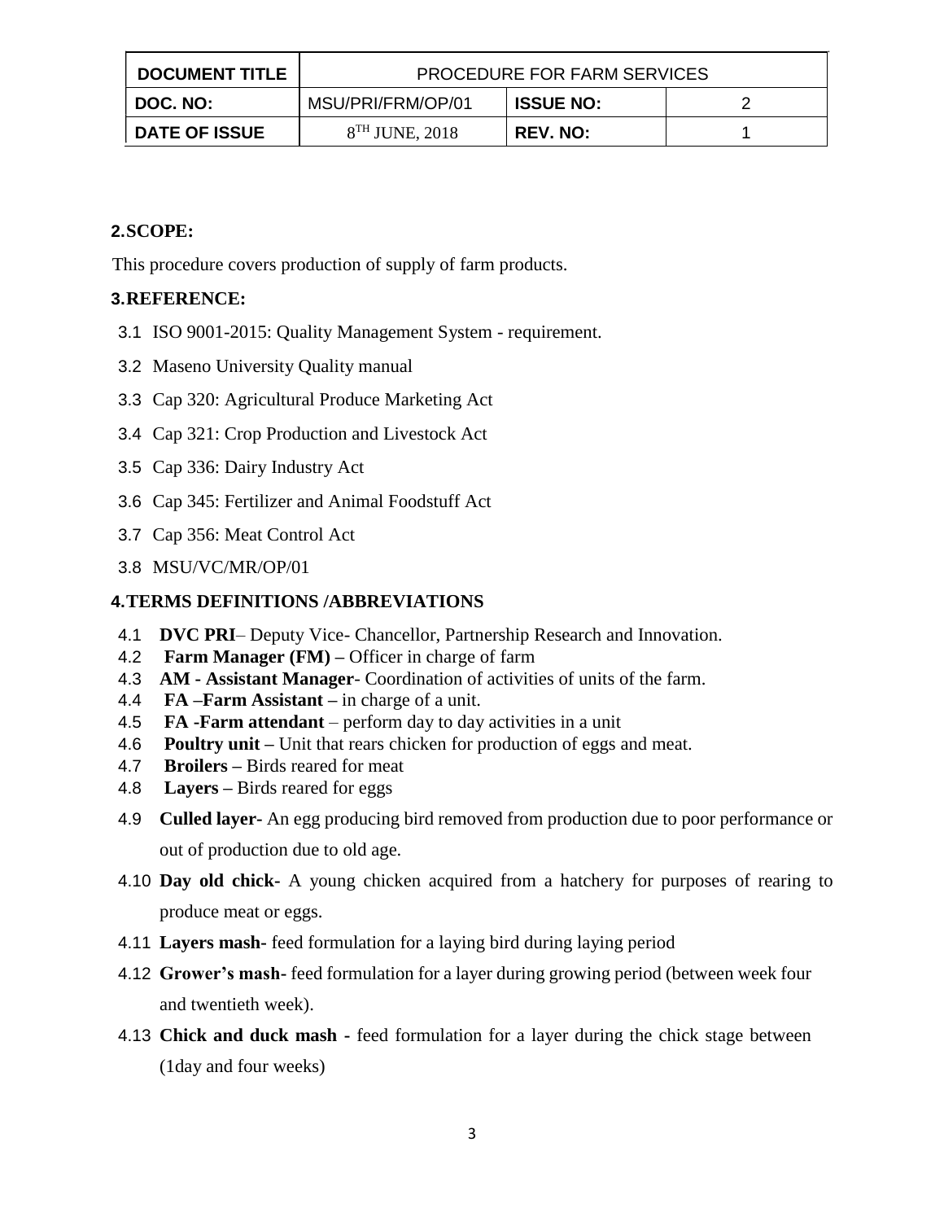## 2. SCOPE:

This procedure covers production of supply of farm products.

## 3. REFERENCE:

3.1 ISO 9001-2015: Quality Management System - requirement.

3.2 Maseno University Quality manual

3.3 Cap 320: Agricultural Produce Marketing Act

3.4 Cap 321: Crop Production and Livestock Act

3.5 Cap 336: Dairy Industry Act

3.6 Cap 345: Fertilizer and Animal Foodstuff Act

3.7 Cap 356: Meat Control Act

3.8 MSU/VC/MR/OP/01

## 4. TERMS DEFINITIONS /ABBREVIATIONS

4.1 **DVC PRI**– Deputy Vice- Chancellor, Partnership Research and Innovation.

4.2 **Farm Manager (FM) –** Officer in charge of farm

4.3 **AM - Assistant Manager**- Coordination of activities of units of the farm.

4.4 **FA –Farm Assistant –** in charge of a unit.

4.5 **FA -Farm attendant** – perform day to day activities in a unit

4.6 **Poultry unit –** Unit that rears chicken for production of eggs and meat.

4.7 **Broilers –** Birds reared for meat

4.8 **Layers –** Birds reared for eggs

4.9 **Culled layer-** An egg producing bird removed from production due to poor performance or out of production due to old age.

4.10 **Day old chick-** A young chicken acquired from a hatchery for purposes of rearing to produce meat or eggs.

4.11 **Layers mash-** feed formulation for a laying bird during laying period

4.12 **Grower's mash-** feed formulation for a layer during growing period (between week four and twentieth week).

4.13 **Chick and duck mash -** feed formulation for a layer during the chick stage between (1day and four weeks)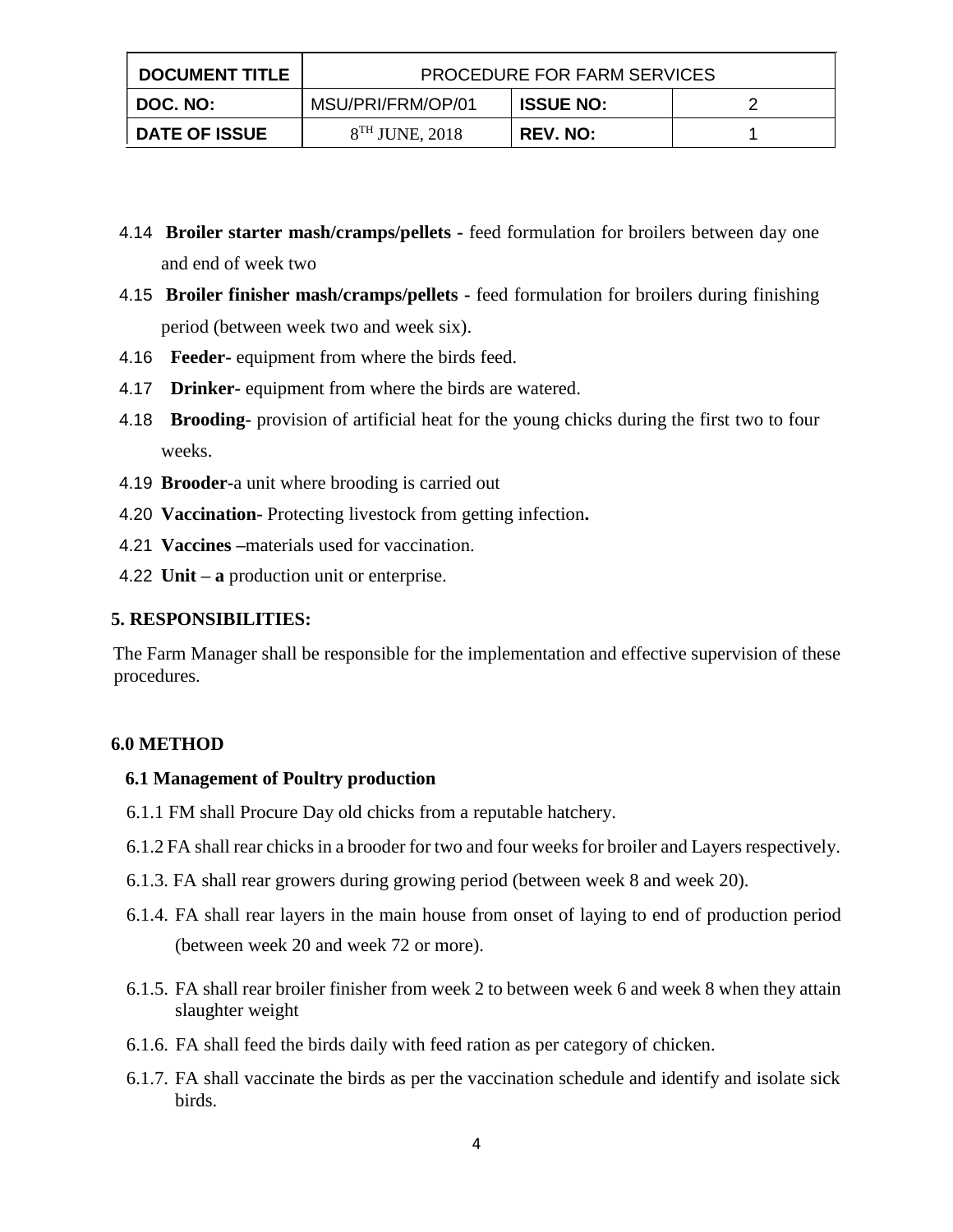4.14 **Broiler starter mash/cramps/pellets -** feed formulation for broilers between day one and end of week two

4.15 **Broiler finisher mash/cramps/pellets -** feed formulation for broilers during finishing period (between week two and week six).

4.16 **Feeder-** equipment from where the birds feed.

4.17 **Drinker-** equipment from where the birds are watered.

4.18 **Brooding-** provision of artificial heat for the young chicks during the first two to four weeks.

4.19 **Brooder-**a unit where brooding is carried out

4.20 **Vaccination-** Protecting livestock from getting infection**.**

4.21 **Vaccines –**materials used for vaccination.

4.22 **Unit – a** production unit or enterprise.

## 5. RESPONSIBILITIES:

The Farm Manager shall be responsible for the implementation and effective supervision of these procedures.

## 6.0 METHOD

### 6.1 Management of Poultry production

6.1.1 FM shall Procure Day old chicks from a reputable hatchery.

6.1.2 FA shall rear chicks in a brooder for two and four weeks for broiler and Layers respectively.

6.1.3. FA shall rear growers during growing period (between week 8 and week 20).

6.1.4. FA shall rear layers in the main house from onset of laying to end of production period (between week 20 and week 72 or more).

6.1.5. FA shall rear broiler finisher from week 2 to between week 6 and week 8 when they attain slaughter weight

6.1.6. FA shall feed the birds daily with feed ration as per category of chicken.

6.1.7. FA shall vaccinate the birds as per the vaccination schedule and identify and isolate sick birds.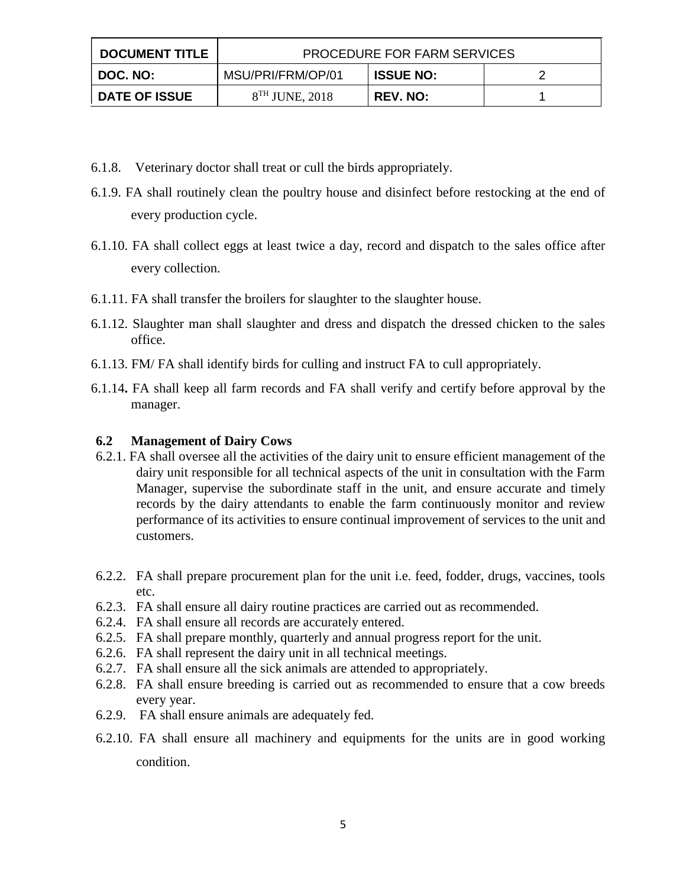| DOCUMENT TITLE | PROCEDURE FOR FARM SERVICES | | |
|---|---|---|---|
| DOC. NO: | MSU/PRI/FRM/OP/01 | ISSUE NO: | 2 |
| DATE OF ISSUE | 8TH JUNE, 2018 | REV. NO: | 1 |

6.1.8. Veterinary doctor shall treat or cull the birds appropriately.

6.1.9. FA shall routinely clean the poultry house and disinfect before restocking at the end of every production cycle.

6.1.10. FA shall collect eggs at least twice a day, record and dispatch to the sales office after every collection.

6.1.11. FA shall transfer the broilers for slaughter to the slaughter house.

6.1.12. Slaughter man shall slaughter and dress and dispatch the dressed chicken to the sales office.

6.1.13. FM/ FA shall identify birds for culling and instruct FA to cull appropriately.

6.1.14**.** FA shall keep all farm records and FA shall verify and certify before approval by the manager.

### 6.2 Management of Dairy Cows

6.2.1. FA shall oversee all the activities of the dairy unit to ensure efficient management of the dairy unit responsible for all technical aspects of the unit in consultation with the Farm Manager, supervise the subordinate staff in the unit, and ensure accurate and timely records by the dairy attendants to enable the farm continuously monitor and review performance of its activities to ensure continual improvement of services to the unit and customers.

6.2.2. FA shall prepare procurement plan for the unit i.e. feed, fodder, drugs, vaccines, tools etc.
6.2.3. FA shall ensure all dairy routine practices are carried out as recommended.
6.2.4. FA shall ensure all records are accurately entered.
6.2.5. FA shall prepare monthly, quarterly and annual progress report for the unit.
6.2.6. FA shall represent the dairy unit in all technical meetings.
6.2.7. FA shall ensure all the sick animals are attended to appropriately.
6.2.8. FA shall ensure breeding is carried out as recommended to ensure that a cow breeds every year.
6.2.9. FA shall ensure animals are adequately fed.
6.2.10. FA shall ensure all machinery and equipments for the units are in good working condition.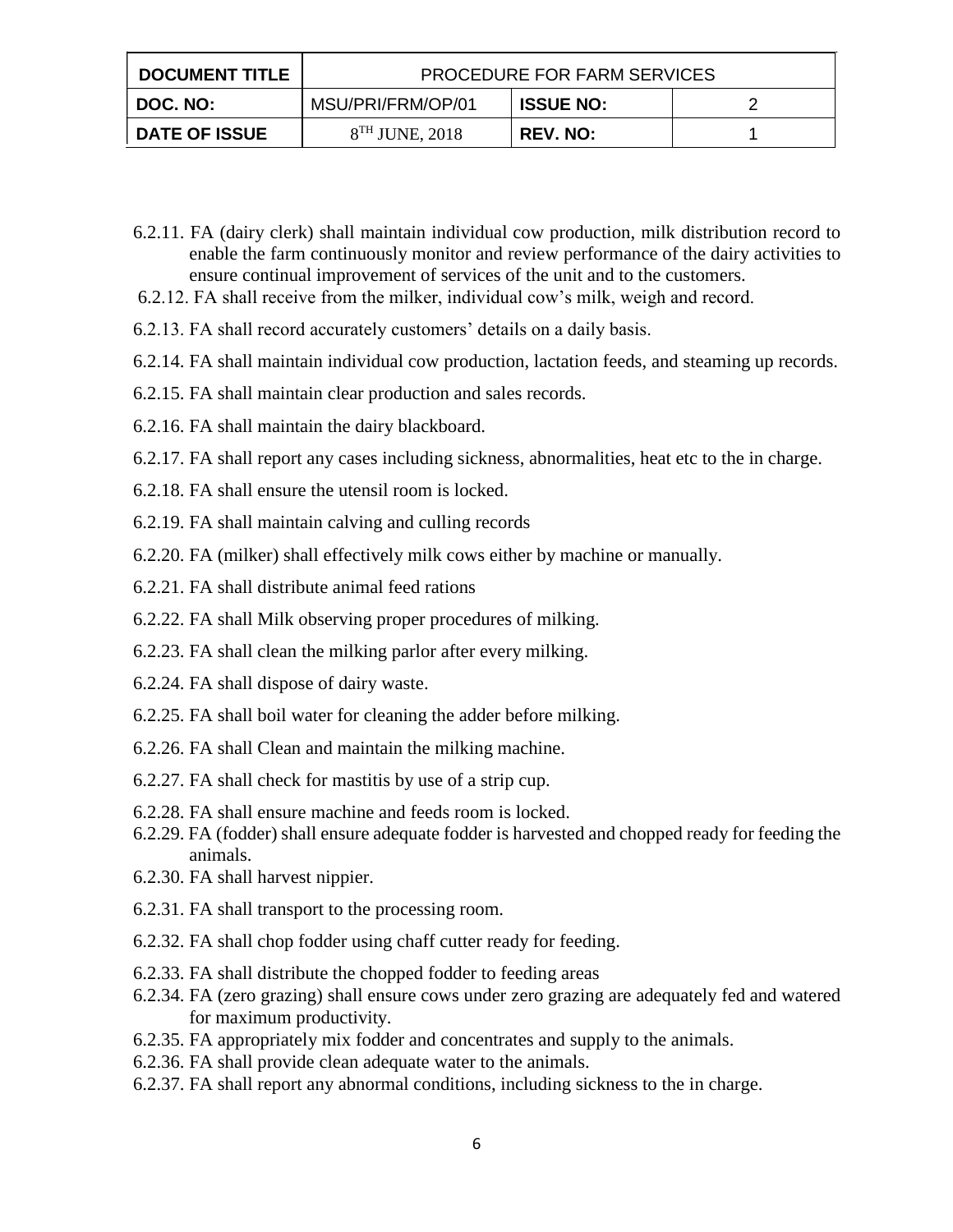6.2.11. FA (dairy clerk) shall maintain individual cow production, milk distribution record to enable the farm continuously monitor and review performance of the dairy activities to ensure continual improvement of services of the unit and to the customers.

6.2.12. FA shall receive from the milker, individual cow's milk, weigh and record.

6.2.13. FA shall record accurately customers' details on a daily basis.

6.2.14. FA shall maintain individual cow production, lactation feeds, and steaming up records.

6.2.15. FA shall maintain clear production and sales records.

6.2.16. FA shall maintain the dairy blackboard.

6.2.17. FA shall report any cases including sickness, abnormalities, heat etc to the in charge.

6.2.18. FA shall ensure the utensil room is locked.

6.2.19. FA shall maintain calving and culling records

6.2.20. FA (milker) shall effectively milk cows either by machine or manually.

6.2.21. FA shall distribute animal feed rations

6.2.22. FA shall Milk observing proper procedures of milking.

6.2.23. FA shall clean the milking parlor after every milking.

6.2.24. FA shall dispose of dairy waste.

6.2.25. FA shall boil water for cleaning the adder before milking.

6.2.26. FA shall Clean and maintain the milking machine.

6.2.27. FA shall check for mastitis by use of a strip cup.

6.2.28. FA shall ensure machine and feeds room is locked.

6.2.29. FA (fodder) shall ensure adequate fodder is harvested and chopped ready for feeding the animals.

6.2.30. FA shall harvest nippier.

6.2.31. FA shall transport to the processing room.

6.2.32. FA shall chop fodder using chaff cutter ready for feeding.

6.2.33. FA shall distribute the chopped fodder to feeding areas

6.2.34. FA (zero grazing) shall ensure cows under zero grazing are adequately fed and watered for maximum productivity.

6.2.35. FA appropriately mix fodder and concentrates and supply to the animals.

6.2.36. FA shall provide clean adequate water to the animals.

6.2.37. FA shall report any abnormal conditions, including sickness to the in charge.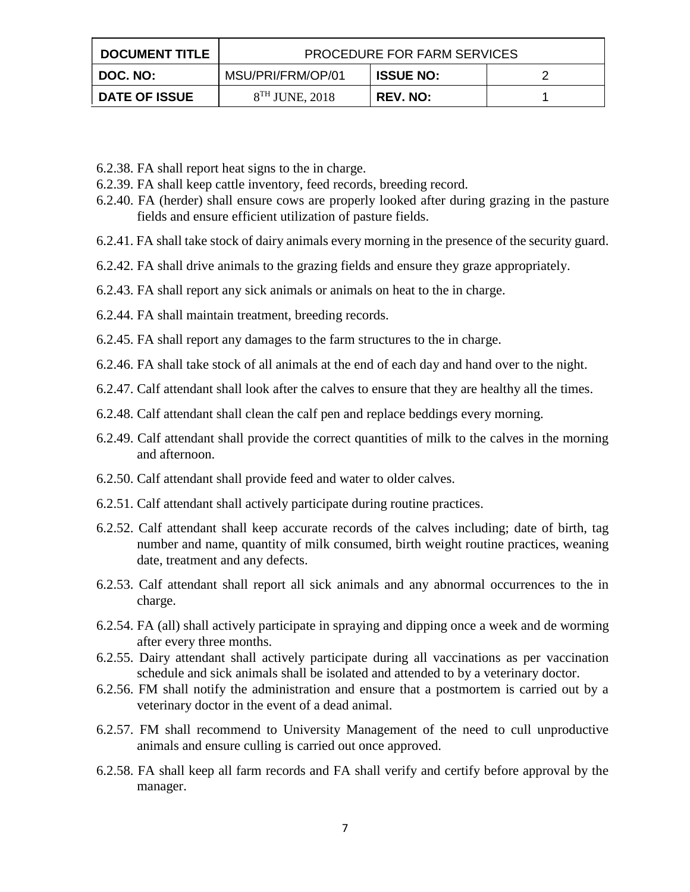6.2.38. FA shall report heat signs to the in charge.

6.2.39. FA shall keep cattle inventory, feed records, breeding record.

6.2.40. FA (herder) shall ensure cows are properly looked after during grazing in the pasture fields and ensure efficient utilization of pasture fields.

6.2.41. FA shall take stock of dairy animals every morning in the presence of the security guard.

6.2.42. FA shall drive animals to the grazing fields and ensure they graze appropriately.

6.2.43. FA shall report any sick animals or animals on heat to the in charge.

6.2.44. FA shall maintain treatment, breeding records.

6.2.45. FA shall report any damages to the farm structures to the in charge.

6.2.46. FA shall take stock of all animals at the end of each day and hand over to the night.

6.2.47. Calf attendant shall look after the calves to ensure that they are healthy all the times.

6.2.48. Calf attendant shall clean the calf pen and replace beddings every morning.

6.2.49. Calf attendant shall provide the correct quantities of milk to the calves in the morning and afternoon.

6.2.50. Calf attendant shall provide feed and water to older calves.

6.2.51. Calf attendant shall actively participate during routine practices.

6.2.52. Calf attendant shall keep accurate records of the calves including; date of birth, tag number and name, quantity of milk consumed, birth weight routine practices, weaning date, treatment and any defects.

6.2.53. Calf attendant shall report all sick animals and any abnormal occurrences to the in charge.

6.2.54. FA (all) shall actively participate in spraying and dipping once a week and de worming after every three months.

6.2.55. Dairy attendant shall actively participate during all vaccinations as per vaccination schedule and sick animals shall be isolated and attended to by a veterinary doctor.

6.2.56. FM shall notify the administration and ensure that a postmortem is carried out by a veterinary doctor in the event of a dead animal.

6.2.57. FM shall recommend to University Management of the need to cull unproductive animals and ensure culling is carried out once approved.

6.2.58. FA shall keep all farm records and FA shall verify and certify before approval by the manager.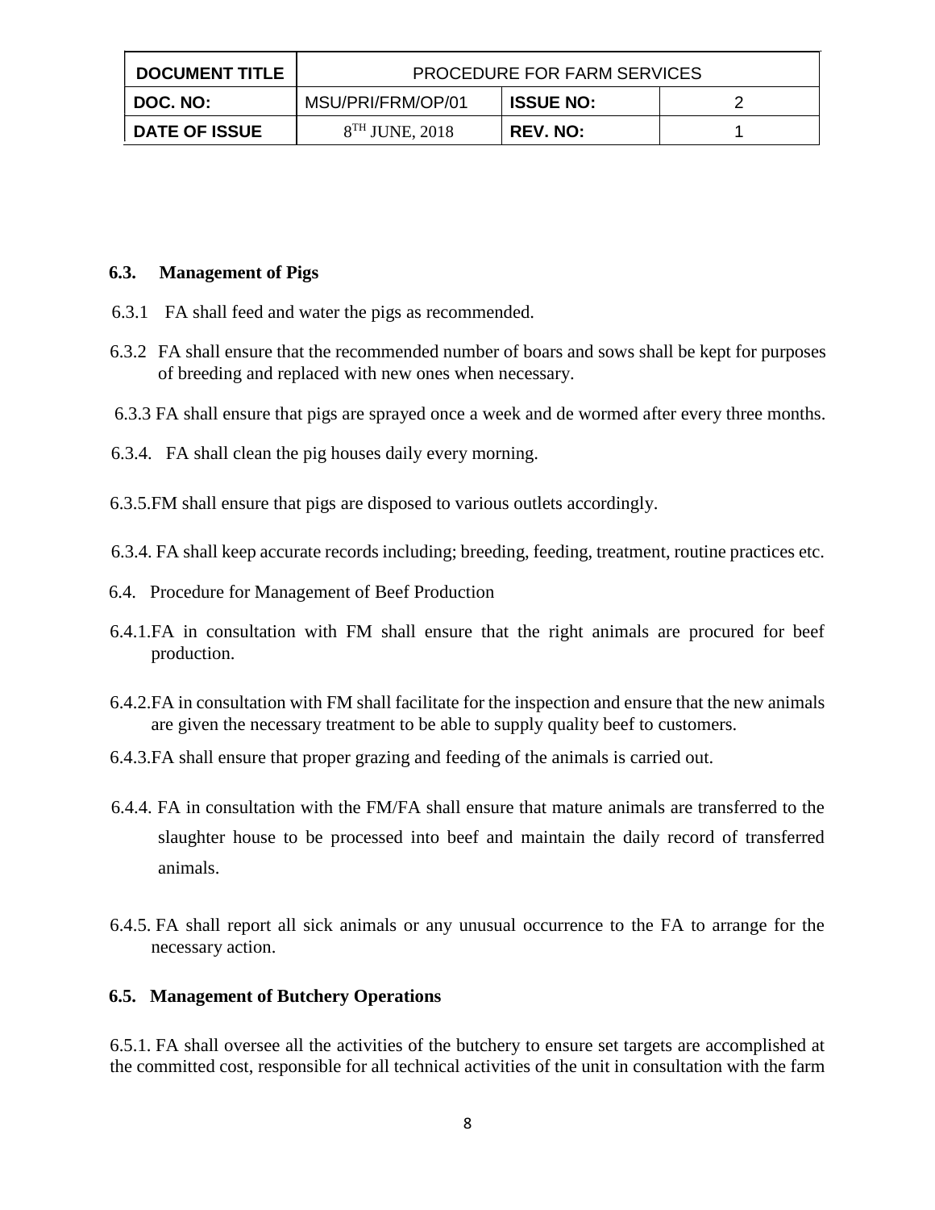### 6.3. Management of Pigs

6.3.1 FA shall feed and water the pigs as recommended.

6.3.2 FA shall ensure that the recommended number of boars and sows shall be kept for purposes of breeding and replaced with new ones when necessary.

6.3.3 FA shall ensure that pigs are sprayed once a week and de wormed after every three months.

6.3.4. FA shall clean the pig houses daily every morning.

6.3.5.FM shall ensure that pigs are disposed to various outlets accordingly.

6.3.4. FA shall keep accurate records including; breeding, feeding, treatment, routine practices etc.

6.4. Procedure for Management of Beef Production

6.4.1.FA in consultation with FM shall ensure that the right animals are procured for beef production.

6.4.2.FA in consultation with FM shall facilitate for the inspection and ensure that the new animals are given the necessary treatment to be able to supply quality beef to customers.

6.4.3.FA shall ensure that proper grazing and feeding of the animals is carried out.

6.4.4. FA in consultation with the FM/FA shall ensure that mature animals are transferred to the slaughter house to be processed into beef and maintain the daily record of transferred animals.

6.4.5. FA shall report all sick animals or any unusual occurrence to the FA to arrange for the necessary action.

### 6.5. Management of Butchery Operations

6.5.1. FA shall oversee all the activities of the butchery to ensure set targets are accomplished at the committed cost, responsible for all technical activities of the unit in consultation with the farm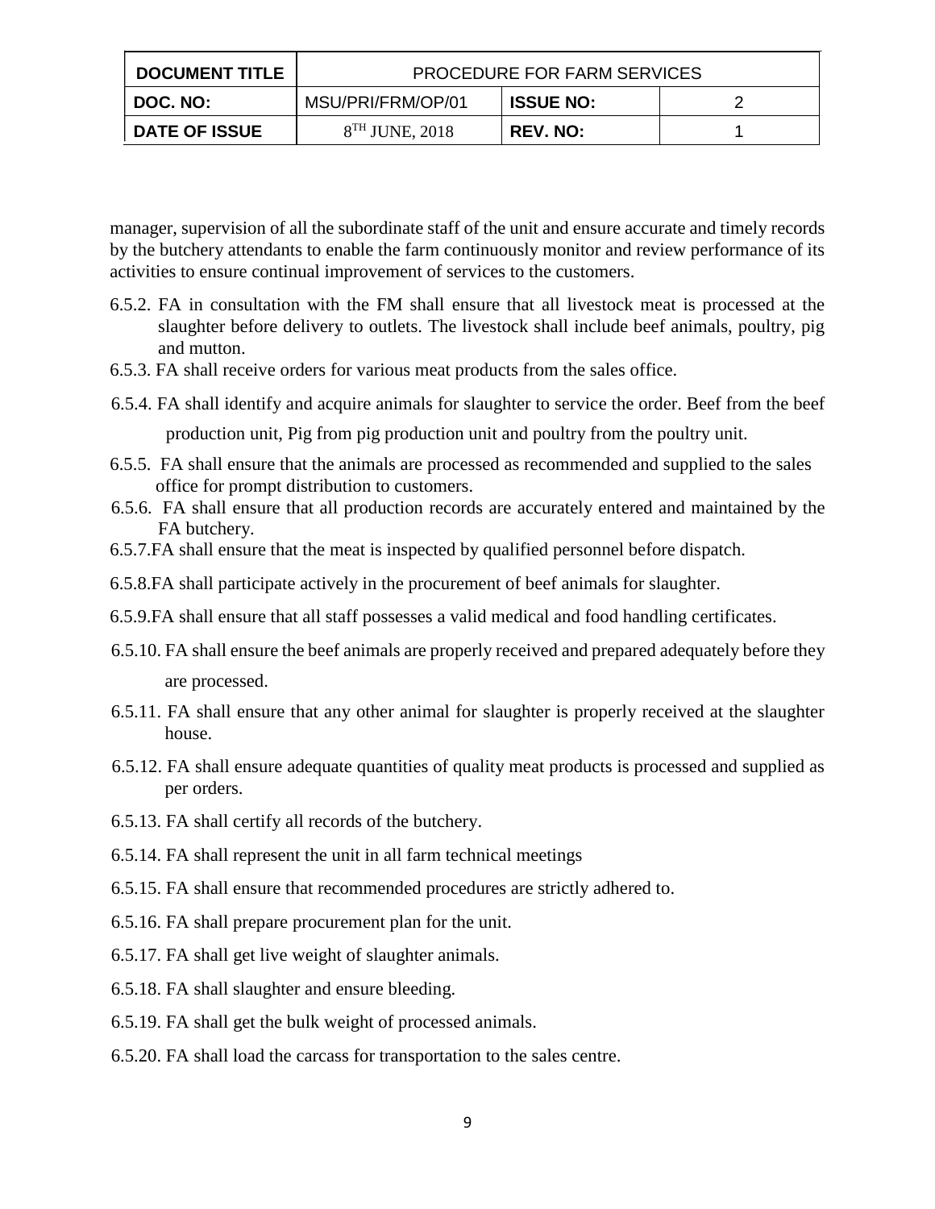manager, supervision of all the subordinate staff of the unit and ensure accurate and timely records by the butchery attendants to enable the farm continuously monitor and review performance of its activities to ensure continual improvement of services to the customers.

6.5.2. FA in consultation with the FM shall ensure that all livestock meat is processed at the slaughter before delivery to outlets. The livestock shall include beef animals, poultry, pig and mutton.

6.5.3. FA shall receive orders for various meat products from the sales office.

6.5.4. FA shall identify and acquire animals for slaughter to service the order. Beef from the beef production unit, Pig from pig production unit and poultry from the poultry unit.

6.5.5. FA shall ensure that the animals are processed as recommended and supplied to the sales office for prompt distribution to customers.

6.5.6. FA shall ensure that all production records are accurately entered and maintained by the FA butchery.

6.5.7. FA shall ensure that the meat is inspected by qualified personnel before dispatch.

6.5.8. FA shall participate actively in the procurement of beef animals for slaughter.

6.5.9. FA shall ensure that all staff possesses a valid medical and food handling certificates.

6.5.10. FA shall ensure the beef animals are properly received and prepared adequately before they are processed.

6.5.11. FA shall ensure that any other animal for slaughter is properly received at the slaughter house.

6.5.12. FA shall ensure adequate quantities of quality meat products is processed and supplied as per orders.

6.5.13. FA shall certify all records of the butchery.

6.5.14. FA shall represent the unit in all farm technical meetings

6.5.15. FA shall ensure that recommended procedures are strictly adhered to.

6.5.16. FA shall prepare procurement plan for the unit.

6.5.17. FA shall get live weight of slaughter animals.

6.5.18. FA shall slaughter and ensure bleeding.

6.5.19. FA shall get the bulk weight of processed animals.

6.5.20. FA shall load the carcass for transportation to the sales centre.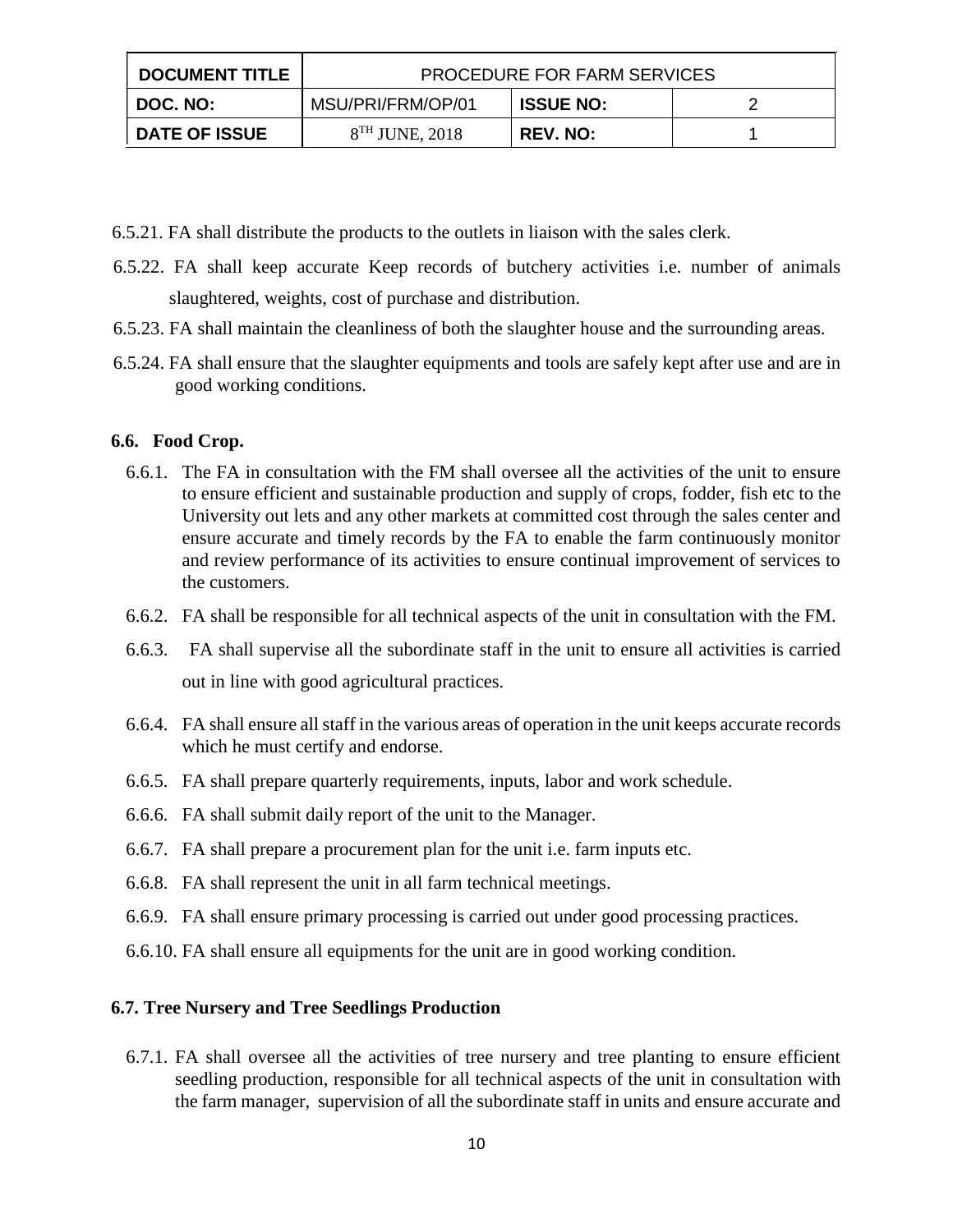6.5.21. FA shall distribute the products to the outlets in liaison with the sales clerk.

6.5.22. FA shall keep accurate Keep records of butchery activities i.e. number of animals slaughtered, weights, cost of purchase and distribution.

6.5.23. FA shall maintain the cleanliness of both the slaughter house and the surrounding areas.

6.5.24. FA shall ensure that the slaughter equipments and tools are safely kept after use and are in good working conditions.

### 6.6. Food Crop.

6.6.1. The FA in consultation with the FM shall oversee all the activities of the unit to ensure to ensure efficient and sustainable production and supply of crops, fodder, fish etc to the University out lets and any other markets at committed cost through the sales center and ensure accurate and timely records by the FA to enable the farm continuously monitor and review performance of its activities to ensure continual improvement of services to the customers.

6.6.2. FA shall be responsible for all technical aspects of the unit in consultation with the FM.

6.6.3. FA shall supervise all the subordinate staff in the unit to ensure all activities is carried out in line with good agricultural practices.

6.6.4. FA shall ensure all staff in the various areas of operation in the unit keeps accurate records which he must certify and endorse.

6.6.5. FA shall prepare quarterly requirements, inputs, labor and work schedule.

6.6.6. FA shall submit daily report of the unit to the Manager.

6.6.7. FA shall prepare a procurement plan for the unit i.e. farm inputs etc.

6.6.8. FA shall represent the unit in all farm technical meetings.

6.6.9. FA shall ensure primary processing is carried out under good processing practices.

6.6.10. FA shall ensure all equipments for the unit are in good working condition.

### 6.7. Tree Nursery and Tree Seedlings Production

6.7.1. FA shall oversee all the activities of tree nursery and tree planting to ensure efficient seedling production, responsible for all technical aspects of the unit in consultation with the farm manager, supervision of all the subordinate staff in units and ensure accurate and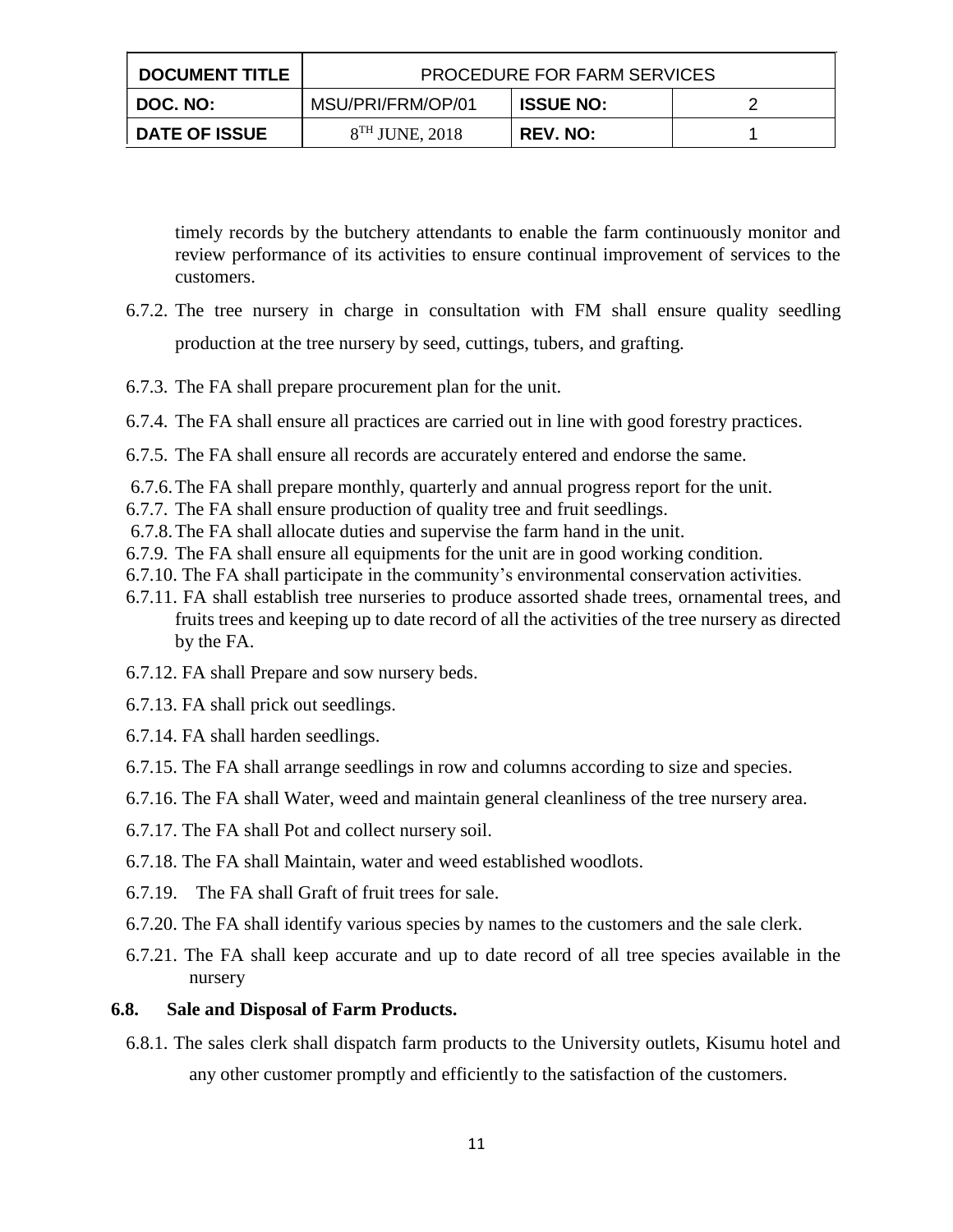timely records by the butchery attendants to enable the farm continuously monitor and review performance of its activities to ensure continual improvement of services to the customers.

6.7.2. The tree nursery in charge in consultation with FM shall ensure quality seedling production at the tree nursery by seed, cuttings, tubers, and grafting.

6.7.3. The FA shall prepare procurement plan for the unit.

6.7.4. The FA shall ensure all practices are carried out in line with good forestry practices.

6.7.5. The FA shall ensure all records are accurately entered and endorse the same.

6.7.6. The FA shall prepare monthly, quarterly and annual progress report for the unit.

6.7.7. The FA shall ensure production of quality tree and fruit seedlings.

6.7.8. The FA shall allocate duties and supervise the farm hand in the unit.

6.7.9. The FA shall ensure all equipments for the unit are in good working condition.

6.7.10. The FA shall participate in the community's environmental conservation activities.

6.7.11. FA shall establish tree nurseries to produce assorted shade trees, ornamental trees, and fruits trees and keeping up to date record of all the activities of the tree nursery as directed by the FA.

6.7.12. FA shall Prepare and sow nursery beds.

6.7.13. FA shall prick out seedlings.

6.7.14. FA shall harden seedlings.

6.7.15. The FA shall arrange seedlings in row and columns according to size and species.

6.7.16. The FA shall Water, weed and maintain general cleanliness of the tree nursery area.

6.7.17. The FA shall Pot and collect nursery soil.

6.7.18. The FA shall Maintain, water and weed established woodlots.

6.7.19. The FA shall Graft of fruit trees for sale.

6.7.20. The FA shall identify various species by names to the customers and the sale clerk.

6.7.21. The FA shall keep accurate and up to date record of all tree species available in the nursery

## 6.8. Sale and Disposal of Farm Products.

6.8.1. The sales clerk shall dispatch farm products to the University outlets, Kisumu hotel and any other customer promptly and efficiently to the satisfaction of the customers.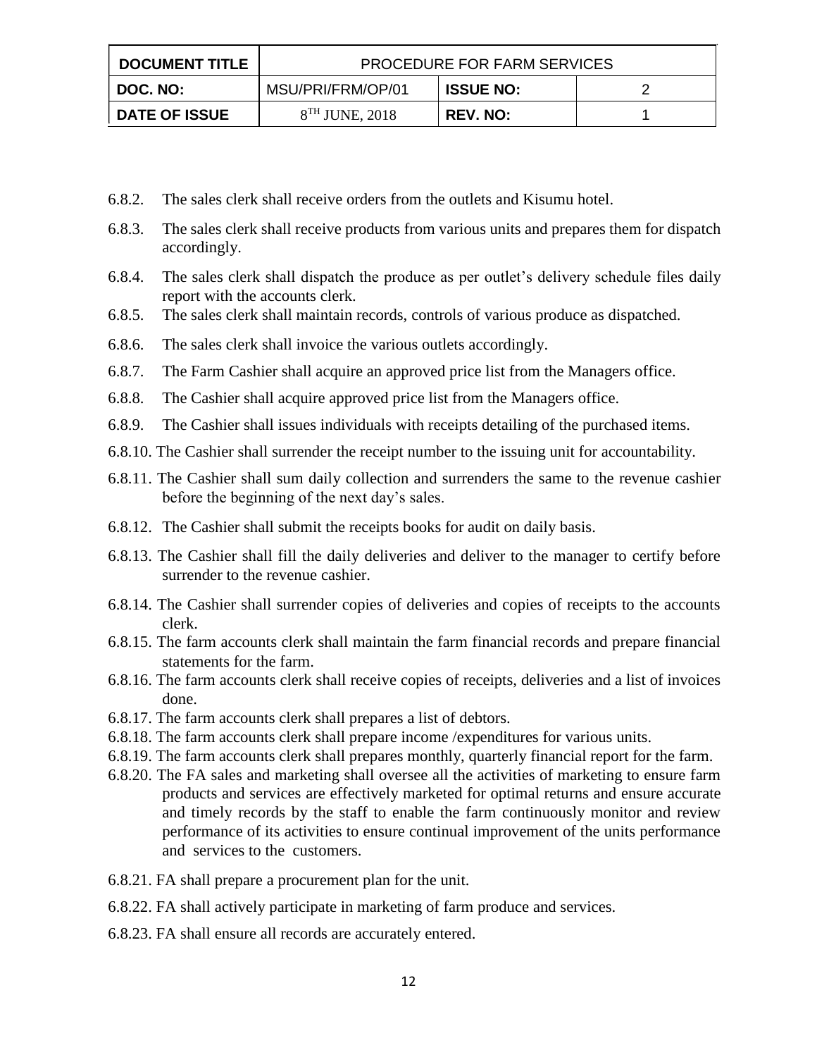| DOCUMENT TITLE | PROCEDURE FOR FARM SERVICES | | |
|---|---|---|---|
| DOC. NO: | MSU/PRI/FRM/OP/01 | ISSUE NO: | 2 |
| DATE OF ISSUE | 8TH JUNE, 2018 | REV. NO: | 1 |

6.8.2. The sales clerk shall receive orders from the outlets and Kisumu hotel.

6.8.3. The sales clerk shall receive products from various units and prepares them for dispatch accordingly.

6.8.4. The sales clerk shall dispatch the produce as per outlet's delivery schedule files daily report with the accounts clerk.

6.8.5. The sales clerk shall maintain records, controls of various produce as dispatched.

6.8.6. The sales clerk shall invoice the various outlets accordingly.

6.8.7. The Farm Cashier shall acquire an approved price list from the Managers office.

6.8.8. The Cashier shall acquire approved price list from the Managers office.

6.8.9. The Cashier shall issues individuals with receipts detailing of the purchased items.

6.8.10. The Cashier shall surrender the receipt number to the issuing unit for accountability.

6.8.11. The Cashier shall sum daily collection and surrenders the same to the revenue cashier before the beginning of the next day's sales.

6.8.12. The Cashier shall submit the receipts books for audit on daily basis.

6.8.13. The Cashier shall fill the daily deliveries and deliver to the manager to certify before surrender to the revenue cashier.

6.8.14. The Cashier shall surrender copies of deliveries and copies of receipts to the accounts clerk.

6.8.15. The farm accounts clerk shall maintain the farm financial records and prepare financial statements for the farm.

6.8.16. The farm accounts clerk shall receive copies of receipts, deliveries and a list of invoices done.

6.8.17. The farm accounts clerk shall prepares a list of debtors.

6.8.18. The farm accounts clerk shall prepare income /expenditures for various units.

6.8.19. The farm accounts clerk shall prepares monthly, quarterly financial report for the farm.

6.8.20. The FA sales and marketing shall oversee all the activities of marketing to ensure farm products and services are effectively marketed for optimal returns and ensure accurate and timely records by the staff to enable the farm continuously monitor and review performance of its activities to ensure continual improvement of the units performance and services to the customers.

6.8.21. FA shall prepare a procurement plan for the unit.

6.8.22. FA shall actively participate in marketing of farm produce and services.

6.8.23. FA shall ensure all records are accurately entered.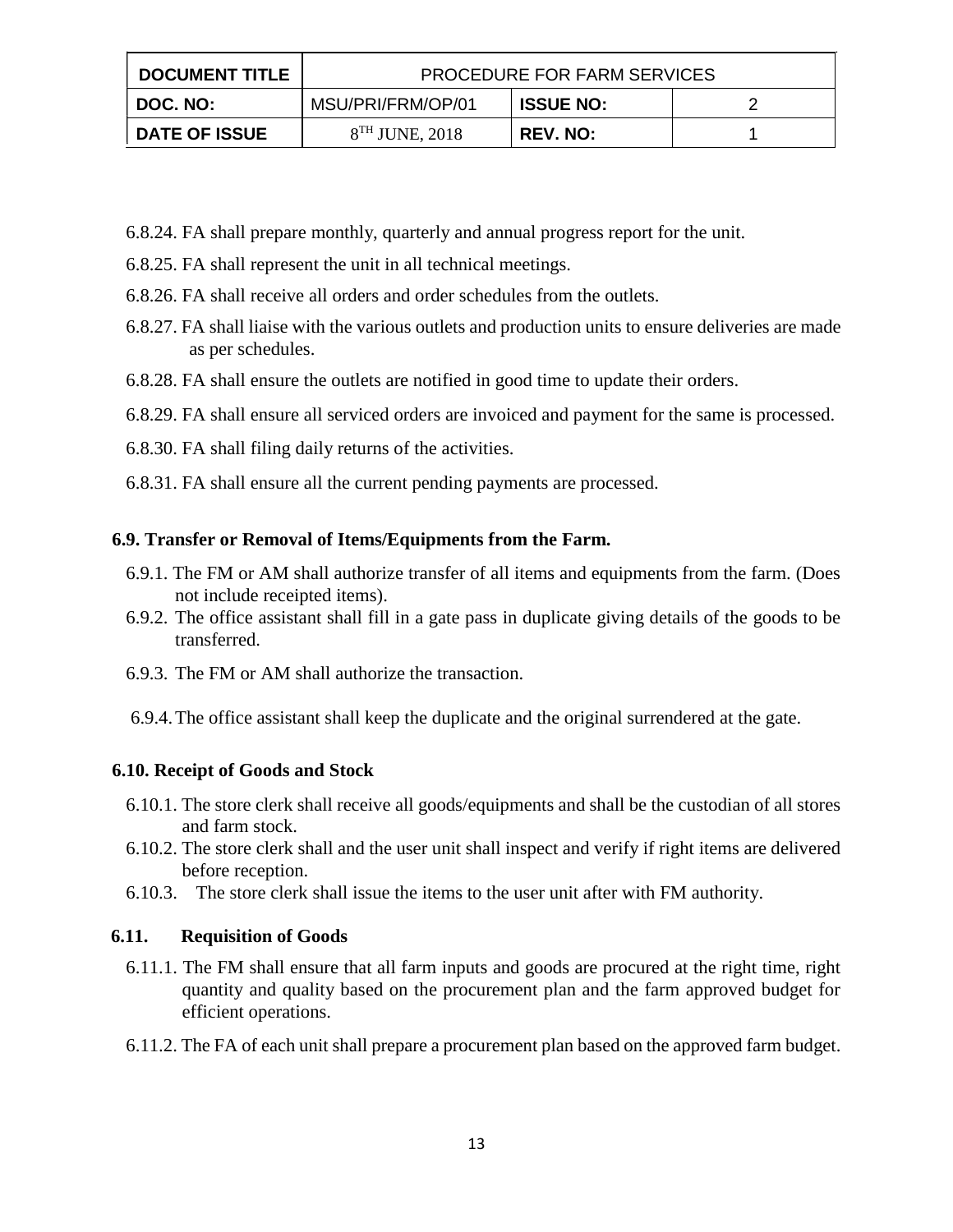6.8.24. FA shall prepare monthly, quarterly and annual progress report for the unit.

6.8.25. FA shall represent the unit in all technical meetings.

6.8.26. FA shall receive all orders and order schedules from the outlets.

6.8.27. FA shall liaise with the various outlets and production units to ensure deliveries are made as per schedules.

6.8.28. FA shall ensure the outlets are notified in good time to update their orders.

6.8.29. FA shall ensure all serviced orders are invoiced and payment for the same is processed.

6.8.30. FA shall filing daily returns of the activities.

6.8.31. FA shall ensure all the current pending payments are processed.

### 6.9. Transfer or Removal of Items/Equipments from the Farm.

6.9.1. The FM or AM shall authorize transfer of all items and equipments from the farm. (Does not include receipted items).

6.9.2. The office assistant shall fill in a gate pass in duplicate giving details of the goods to be transferred.

6.9.3. The FM or AM shall authorize the transaction.

6.9.4. The office assistant shall keep the duplicate and the original surrendered at the gate.

### 6.10. Receipt of Goods and Stock

6.10.1. The store clerk shall receive all goods/equipments and shall be the custodian of all stores and farm stock.

6.10.2. The store clerk shall and the user unit shall inspect and verify if right items are delivered before reception.

6.10.3. The store clerk shall issue the items to the user unit after with FM authority.

### 6.11. Requisition of Goods

6.11.1. The FM shall ensure that all farm inputs and goods are procured at the right time, right quantity and quality based on the procurement plan and the farm approved budget for efficient operations.

6.11.2. The FA of each unit shall prepare a procurement plan based on the approved farm budget.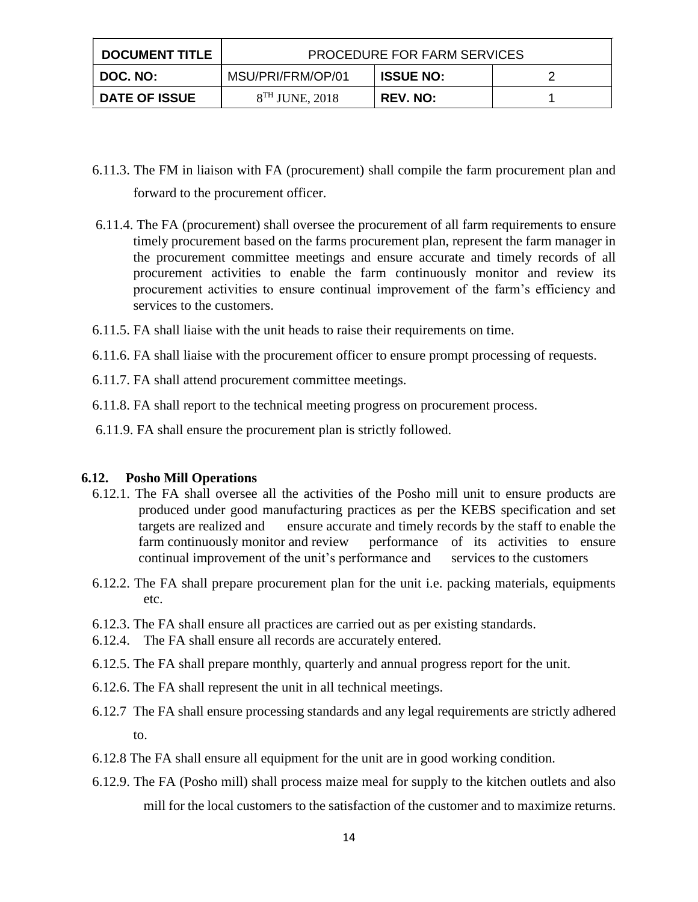6.11.3. The FM in liaison with FA (procurement) shall compile the farm procurement plan and forward to the procurement officer.

6.11.4. The FA (procurement) shall oversee the procurement of all farm requirements to ensure timely procurement based on the farms procurement plan, represent the farm manager in the procurement committee meetings and ensure accurate and timely records of all procurement activities to enable the farm continuously monitor and review its procurement activities to ensure continual improvement of the farm's efficiency and services to the customers.

6.11.5. FA shall liaise with the unit heads to raise their requirements on time.

6.11.6. FA shall liaise with the procurement officer to ensure prompt processing of requests.

6.11.7. FA shall attend procurement committee meetings.

6.11.8. FA shall report to the technical meeting progress on procurement process.

6.11.9. FA shall ensure the procurement plan is strictly followed.

## 6.12. Posho Mill Operations

6.12.1. The FA shall oversee all the activities of the Posho mill unit to ensure products are produced under good manufacturing practices as per the KEBS specification and set targets are realized and ensure accurate and timely records by the staff to enable the farm continuously monitor and review performance of its activities to ensure continual improvement of the unit's performance and services to the customers

6.12.2. The FA shall prepare procurement plan for the unit i.e. packing materials, equipments etc.

6.12.3. The FA shall ensure all practices are carried out as per existing standards.

6.12.4. The FA shall ensure all records are accurately entered.

6.12.5. The FA shall prepare monthly, quarterly and annual progress report for the unit.

6.12.6. The FA shall represent the unit in all technical meetings.

6.12.7 The FA shall ensure processing standards and any legal requirements are strictly adhered to.

6.12.8 The FA shall ensure all equipment for the unit are in good working condition.

6.12.9. The FA (Posho mill) shall process maize meal for supply to the kitchen outlets and also mill for the local customers to the satisfaction of the customer and to maximize returns.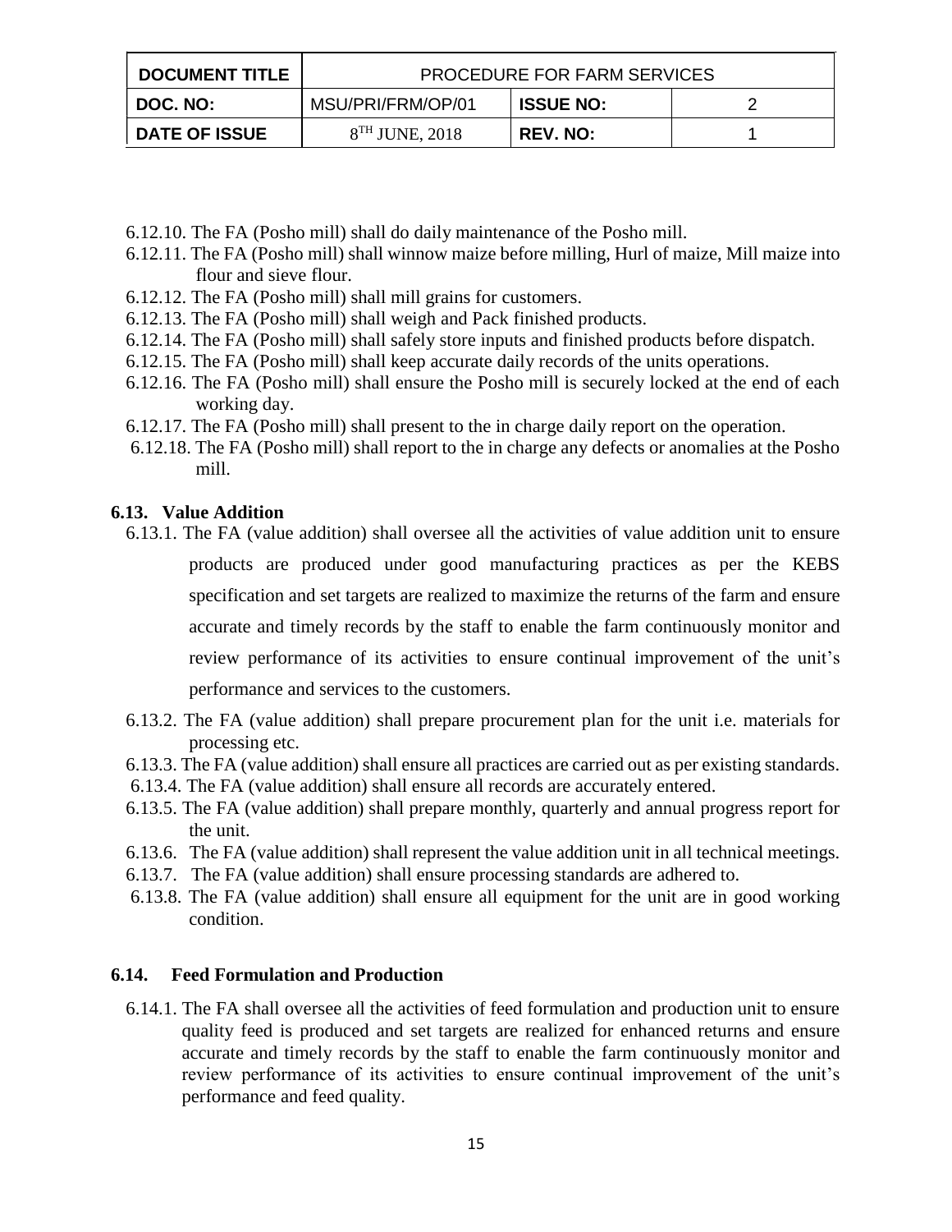6.12.10. The FA (Posho mill) shall do daily maintenance of the Posho mill.

6.12.11. The FA (Posho mill) shall winnow maize before milling, Hurl of maize, Mill maize into flour and sieve flour.

6.12.12. The FA (Posho mill) shall mill grains for customers.

6.12.13. The FA (Posho mill) shall weigh and Pack finished products.

6.12.14. The FA (Posho mill) shall safely store inputs and finished products before dispatch.

6.12.15. The FA (Posho mill) shall keep accurate daily records of the units operations.

6.12.16. The FA (Posho mill) shall ensure the Posho mill is securely locked at the end of each working day.

6.12.17. The FA (Posho mill) shall present to the in charge daily report on the operation.

6.12.18. The FA (Posho mill) shall report to the in charge any defects or anomalies at the Posho mill.

### 6.13. Value Addition

6.13.1. The FA (value addition) shall oversee all the activities of value addition unit to ensure products are produced under good manufacturing practices as per the KEBS specification and set targets are realized to maximize the returns of the farm and ensure accurate and timely records by the staff to enable the farm continuously monitor and review performance of its activities to ensure continual improvement of the unit's performance and services to the customers.

6.13.2. The FA (value addition) shall prepare procurement plan for the unit i.e. materials for processing etc.

6.13.3. The FA (value addition) shall ensure all practices are carried out as per existing standards.

6.13.4. The FA (value addition) shall ensure all records are accurately entered.

6.13.5. The FA (value addition) shall prepare monthly, quarterly and annual progress report for the unit.

6.13.6. The FA (value addition) shall represent the value addition unit in all technical meetings.

6.13.7. The FA (value addition) shall ensure processing standards are adhered to.

6.13.8. The FA (value addition) shall ensure all equipment for the unit are in good working condition.

### 6.14. Feed Formulation and Production

6.14.1. The FA shall oversee all the activities of feed formulation and production unit to ensure quality feed is produced and set targets are realized for enhanced returns and ensure accurate and timely records by the staff to enable the farm continuously monitor and review performance of its activities to ensure continual improvement of the unit's performance and feed quality.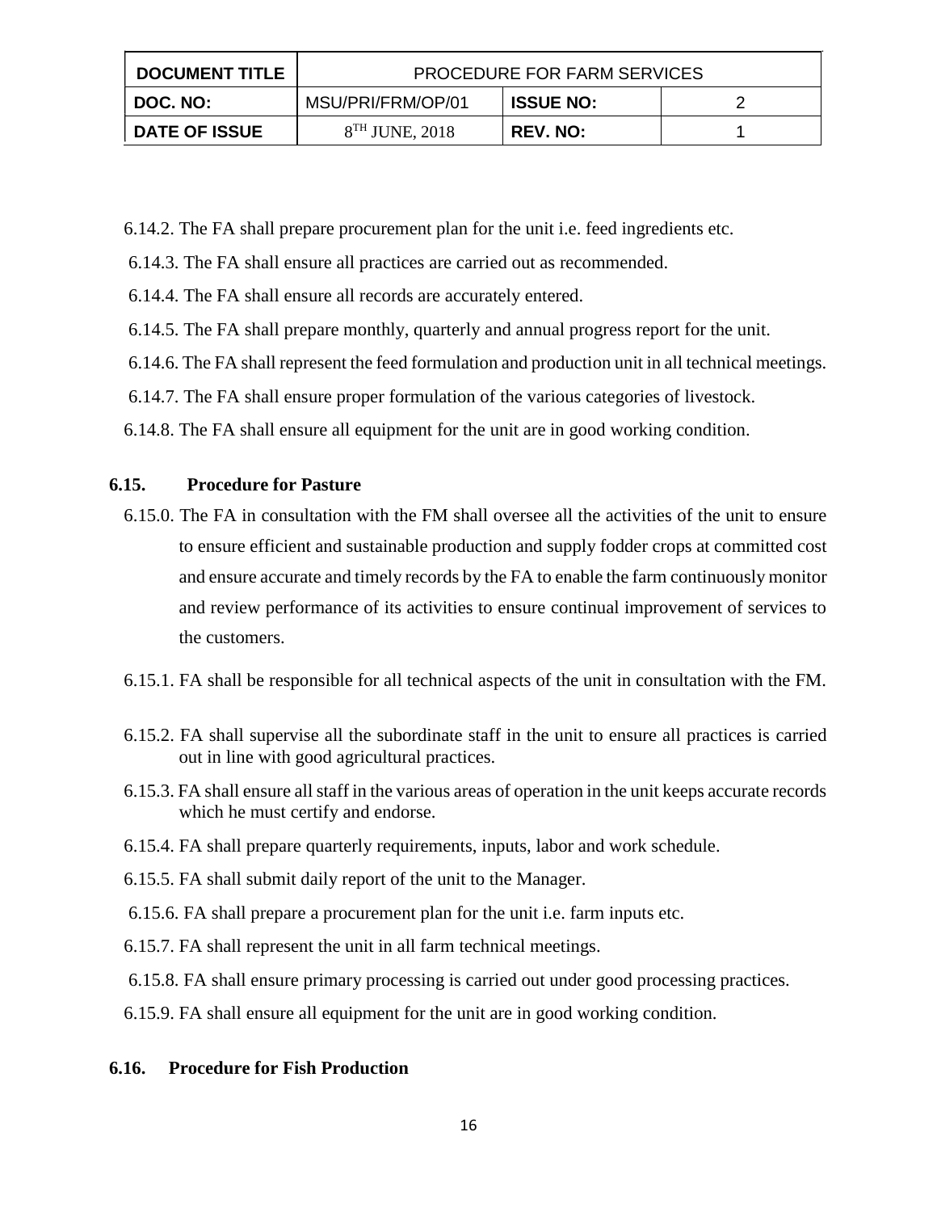6.14.2. The FA shall prepare procurement plan for the unit i.e. feed ingredients etc.

6.14.3. The FA shall ensure all practices are carried out as recommended.

6.14.4. The FA shall ensure all records are accurately entered.

6.14.5. The FA shall prepare monthly, quarterly and annual progress report for the unit.

6.14.6. The FA shall represent the feed formulation and production unit in all technical meetings.

6.14.7. The FA shall ensure proper formulation of the various categories of livestock.

6.14.8. The FA shall ensure all equipment for the unit are in good working condition.

### 6.15. Procedure for Pasture

6.15.0. The FA in consultation with the FM shall oversee all the activities of the unit to ensure to ensure efficient and sustainable production and supply fodder crops at committed cost and ensure accurate and timely records by the FA to enable the farm continuously monitor and review performance of its activities to ensure continual improvement of services to the customers.

6.15.1. FA shall be responsible for all technical aspects of the unit in consultation with the FM.

6.15.2. FA shall supervise all the subordinate staff in the unit to ensure all practices is carried out in line with good agricultural practices.

6.15.3. FA shall ensure all staff in the various areas of operation in the unit keeps accurate records which he must certify and endorse.

6.15.4. FA shall prepare quarterly requirements, inputs, labor and work schedule.

6.15.5. FA shall submit daily report of the unit to the Manager.

6.15.6. FA shall prepare a procurement plan for the unit i.e. farm inputs etc.

6.15.7. FA shall represent the unit in all farm technical meetings.

6.15.8. FA shall ensure primary processing is carried out under good processing practices.

6.15.9. FA shall ensure all equipment for the unit are in good working condition.

### 6.16. Procedure for Fish Production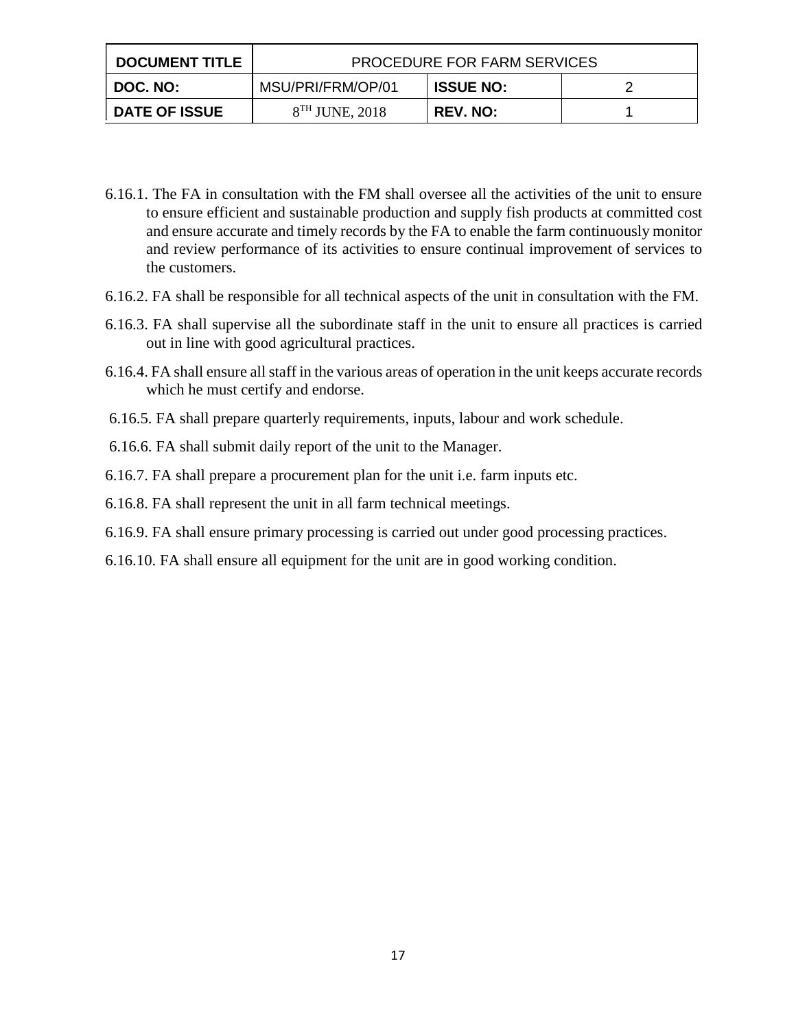6.16.1. The FA in consultation with the FM shall oversee all the activities of the unit to ensure to ensure efficient and sustainable production and supply fish products at committed cost and ensure accurate and timely records by the FA to enable the farm continuously monitor and review performance of its activities to ensure continual improvement of services to the customers.

6.16.2. FA shall be responsible for all technical aspects of the unit in consultation with the FM.

6.16.3. FA shall supervise all the subordinate staff in the unit to ensure all practices is carried out in line with good agricultural practices.

6.16.4. FA shall ensure all staff in the various areas of operation in the unit keeps accurate records which he must certify and endorse.

6.16.5. FA shall prepare quarterly requirements, inputs, labour and work schedule.

6.16.6. FA shall submit daily report of the unit to the Manager.

6.16.7. FA shall prepare a procurement plan for the unit i.e. farm inputs etc.

6.16.8. FA shall represent the unit in all farm technical meetings.

6.16.9. FA shall ensure primary processing is carried out under good processing practices.

6.16.10. FA shall ensure all equipment for the unit are in good working condition.